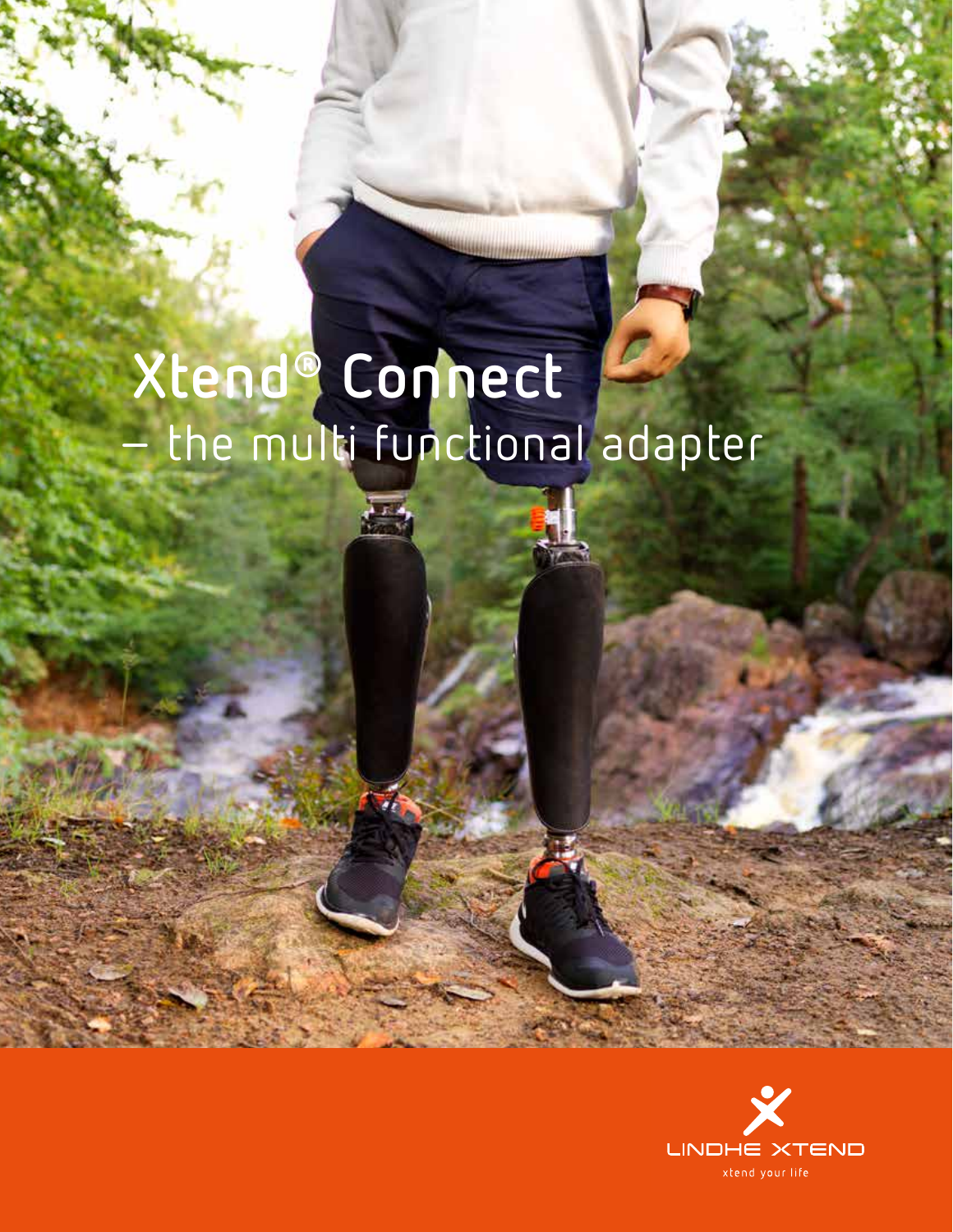# Xtend® Connect
## – the multi functional adapter

LINDHE XTEND

xtend your life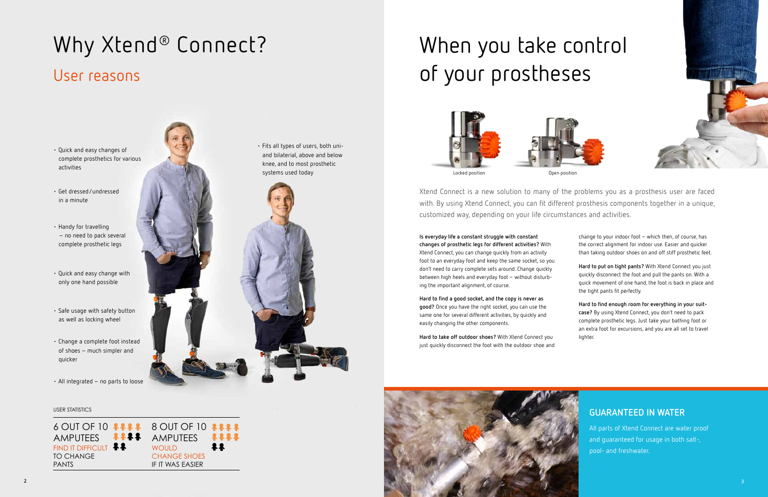# Why Xtend® Connect?

## User reasons

- Quick and easy changes of complete prosthetics for various activities
- Get dressed/undressed in a minute
- Handy for travelling – no need to pack several complete prosthetic legs
- Quick and easy change with only one hand possible
- Safe usage with safety button as well as locking wheel
- Change a complete foot instead of shoes – much simpler and quicker
- All integrated – no parts to loose
- Fits all types of users, both uni- and bilaterial, above and below knee, and to most prosthetic systems used today

USER STATISTICS

6 OUT OF 10 AMPUTEES FIND IT DIFFICULT TO CHANGE PANTS

8 OUT OF 10 AMPUTEES WOULD CHANGE SHOES IF IT WAS EASIER

# When you take control of your prostheses

Locked position

Open position

Xtend Connect is a new solution to many of the problems you as a prosthesis user are faced with. By using Xtend Connect, you can fit different prosthesis components together in a unique, customized way, depending on your life circumstances and activities.

**Is everyday life a constant struggle with constant changes of prosthetic legs for different activities?** With Xtend Connect, you can change quickly from an activity foot to an everyday foot and keep the same socket, so you don't need to carry complete sets around. Change quickly between high heels and everyday foot – without disturbing the important alignment, of course.

**Hard to find a good socket, and the copy is never as good?** Once you have the right socket, you can use the same one for several different activities, by quickly and easily changing the other components.

**Hard to take off outdoor shoes?** With Xtend Connect you just quickly disconnect the foot with the outdoor shoe and change to your indoor foot – which then, of course, has the correct alignment for indoor use. Easier and quicker than taking outdoor shoes on and off stiff prosthetic feet.

**Hard to put on tight pants?** With Xtend Connect you just quickly disconnect the foot and pull the pants on. With a quick movement of one hand, the foot is back in place and the tight pants fit perfectly.

**Hard to find enough room for everything in your suitcase?** By using Xtend Connect, you don't need to pack complete prosthetic legs. Just take your bathing foot or an extra foot for excursions, and you are all set to travel lighter.

## GUARANTEED IN WATER

All parts of Xtend Connect are water proof and guaranteed for usage in both salt-, pool- and freshwater.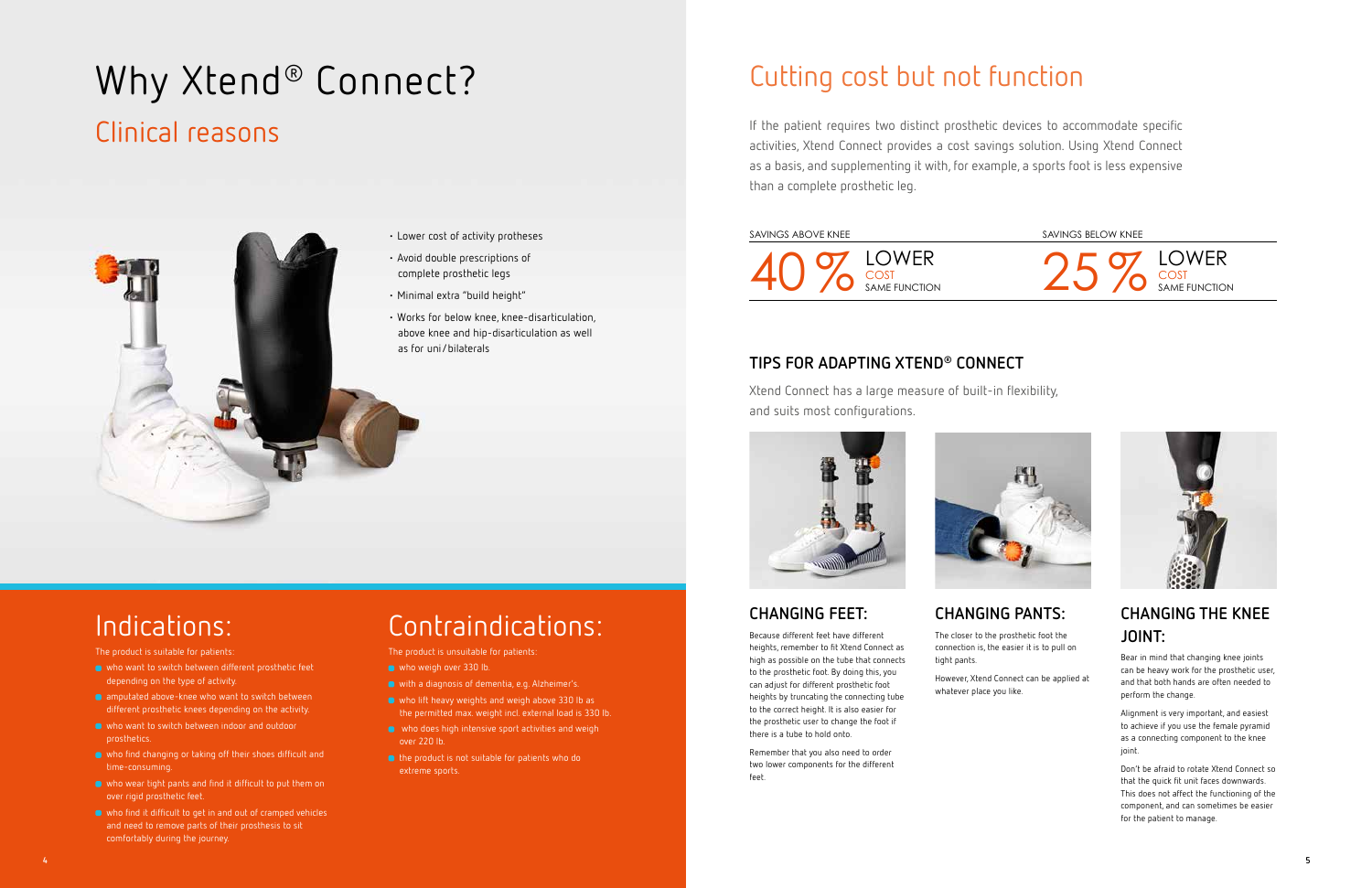# Why Xtend® Connect?

## Clinical reasons

- Lower cost of activity protheses
- Avoid double prescriptions of complete prosthetic legs
- Minimal extra "build height"
- Works for below knee, knee-disarticulation, above knee and hip-disarticulation as well as for uni/bilaterals

## Indications:

The product is suitable for patients:

- who want to switch between different prosthetic feet depending on the type of activity.
- amputated above-knee who want to switch between different prosthetic knees depending on the activity.
- who want to switch between indoor and outdoor prosthetics.
- who find changing or taking off their shoes difficult and time-consuming.
- who wear tight pants and find it difficult to put them on over rigid prosthetic feet.
- who find it difficult to get in and out of cramped vehicles and need to remove parts of their prosthesis to sit comfortably during the journey.

## Contraindications:

The product is unsuitable for patients:

- who weigh over 330 lb.
- with a diagnosis of dementia, e.g. Alzheimer's.
- who lift heavy weights and weigh above 330 lb as the permitted max. weight incl. external load is 330 lb.
- who does high intensive sport activities and weigh over 220 lb.
- the product is not suitable for patients who do extreme sports.

# Cutting cost but not function

If the patient requires two distinct prosthetic devices to accommodate specific activities, Xtend Connect provides a cost savings solution. Using Xtend Connect as a basis, and supplementing it with, for example, a sports foot is less expensive than a complete prosthetic leg.

| SAVINGS ABOVE KNEE | SAVINGS BELOW KNEE |
|---|---|
| 40 % LOWER COST SAME FUNCTION | 25 % LOWER COST SAME FUNCTION |

## TIPS FOR ADAPTING XTEND® CONNECT

Xtend Connect has a large measure of built-in flexibility, and suits most configurations.

### CHANGING FEET:

Because different feet have different heights, remember to fit Xtend Connect as high as possible on the tube that connects to the prosthetic foot. By doing this, you can adjust for different prosthetic foot heights by truncating the connecting tube to the correct height. It is also easier for the prosthetic user to change the foot if there is a tube to hold onto.

Remember that you also need to order two lower components for the different feet.

### CHANGING PANTS:

The closer to the prosthetic foot the connection is, the easier it is to pull on tight pants.

However, Xtend Connect can be applied at whatever place you like.

### CHANGING THE KNEE JOINT:

Bear in mind that changing knee joints can be heavy work for the prosthetic user, and that both hands are often needed to perform the change.

Alignment is very important, and easiest to achieve if you use the female pyramid as a connecting component to the knee joint.

Don't be afraid to rotate Xtend Connect so that the quick fit unit faces downwards. This does not affect the functioning of the component, and can sometimes be easier for the patient to manage.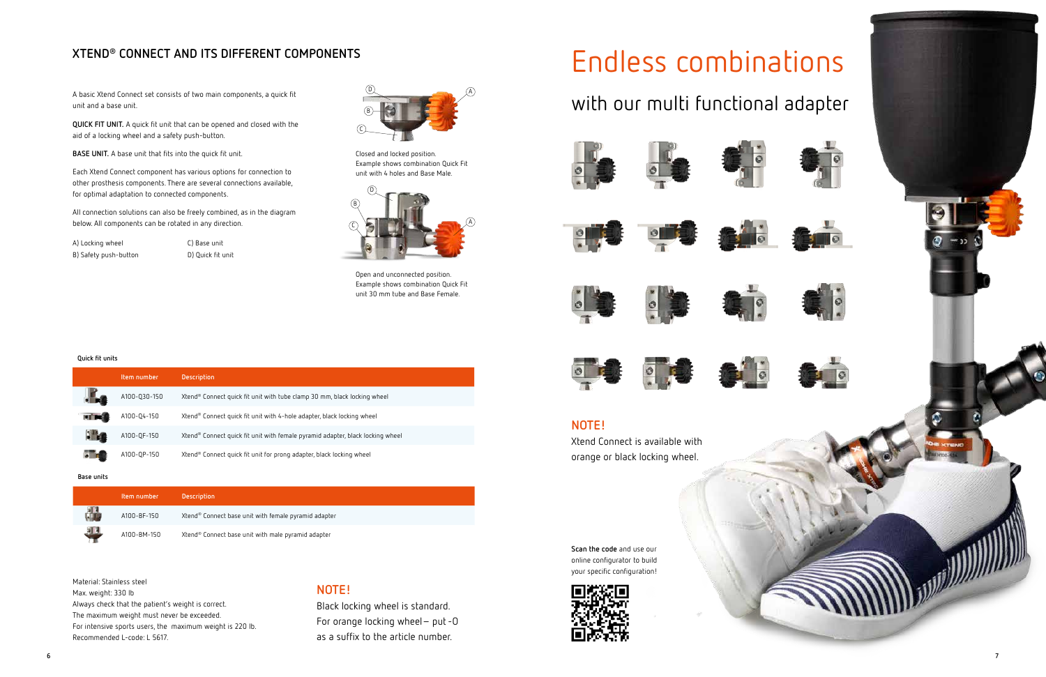## XTEND® CONNECT AND ITS DIFFERENT COMPONENTS

A basic Xtend Connect set consists of two main components, a quick fit unit and a base unit.

**QUICK FIT UNIT.** A quick fit unit that can be opened and closed with the aid of a locking wheel and a safety push-button.

**BASE UNIT.** A base unit that fits into the quick fit unit.

Each Xtend Connect component has various options for connection to other prosthesis components. There are several connections available, for optimal adaptation to connected components.

All connection solutions can also be freely combined, as in the diagram below. All components can be rotated in any direction.

A) Locking wheel
B) Safety push-button
C) Base unit
D) Quick fit unit

Closed and locked position.
Example shows combination Quick Fit unit with 4 holes and Base Male.

Open and unconnected position.
Example shows combination Quick Fit unit 30 mm tube and Base Female.

**Quick fit units**

| | Item number | Description |
|---|---|---|
| | A100-Q30-150 | Xtend® Connect quick fit unit with tube clamp 30 mm, black locking wheel |
| | A100-Q4-150 | Xtend® Connect quick fit unit with 4-hole adapter, black locking wheel |
| | A100-QF-150 | Xtend® Connect quick fit unit with female pyramid adapter, black locking wheel |
| | A100-QP-150 | Xtend® Connect quick fit unit for prong adapter, black locking wheel |

**Base units**

| | Item number | Description |
|---|---|---|
| | A100-BF-150 | Xtend® Connect base unit with female pyramid adapter |
| | A100-BM-150 | Xtend® Connect base unit with male pyramid adapter |

Material: Stainless steel
Max. weight: 330 lb
Always check that the patient's weight is correct.
The maximum weight must never be exceeded.
For intensive sports users, the maximum weight is 220 lb.
Recommended L-code: L 5617.

## NOTE!

Black locking wheel is standard.
For orange locking wheel – put -O as a suffix to the article number.

# Endless combinations

## with our multi functional adapter

## NOTE!

Xtend Connect is available with orange or black locking wheel.

**Scan the code** and use our online configurator to build your specific configuration!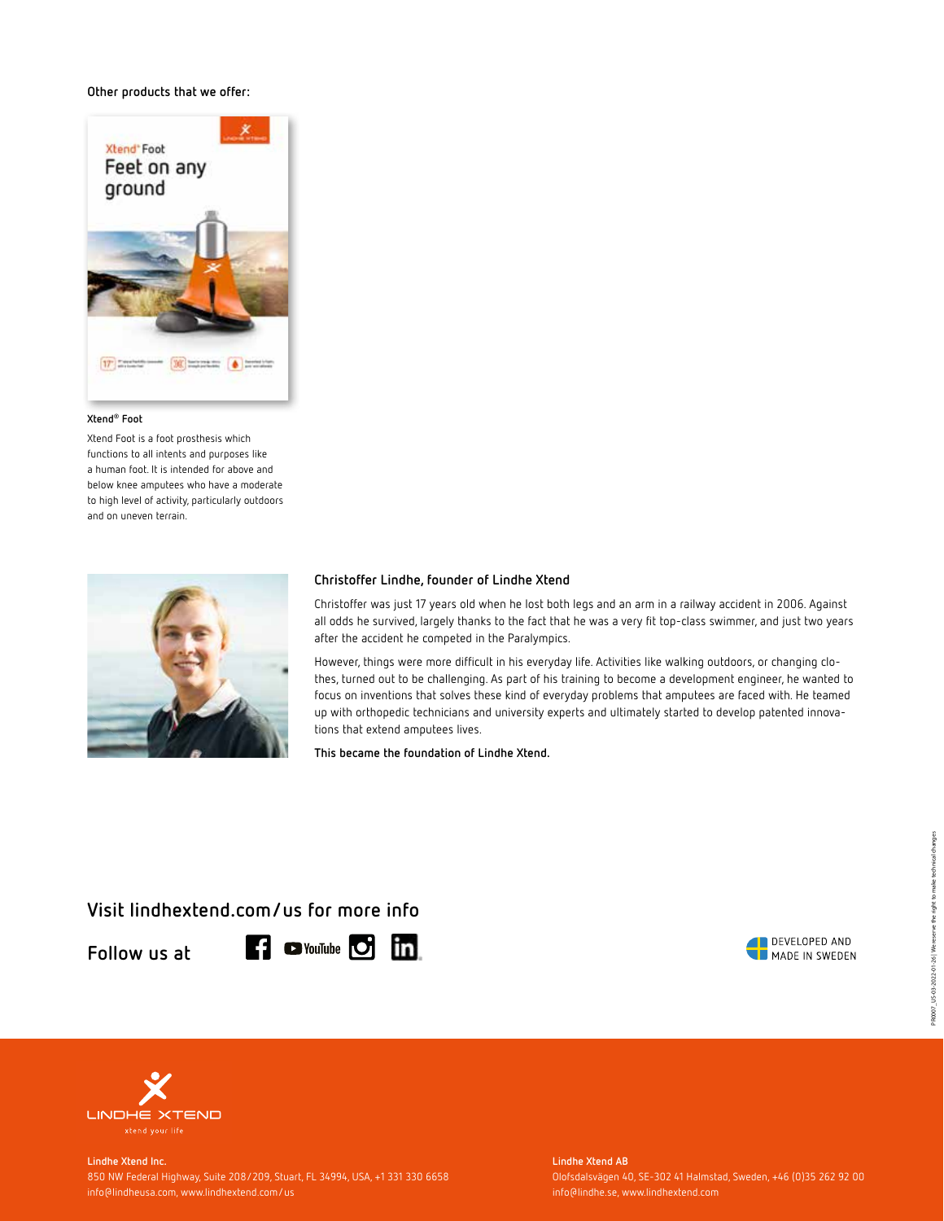Other products that we offer:

**Xtend® Foot**

Xtend Foot is a foot prosthesis which functions to all intents and purposes like a human foot. It is intended for above and below knee amputees who have a moderate to high level of activity, particularly outdoors and on uneven terrain.

## Christoffer Lindhe, founder of Lindhe Xtend

Christoffer was just 17 years old when he lost both legs and an arm in a railway accident in 2006. Against all odds he survived, largely thanks to the fact that he was a very fit top-class swimmer, and just two years after the accident he competed in the Paralympics.

However, things were more difficult in his everyday life. Activities like walking outdoors, or changing clothes, turned out to be challenging. As part of his training to become a development engineer, he wanted to focus on inventions that solves these kind of everyday problems that amputees are faced with. He teamed up with orthopedic technicians and university experts and ultimately started to develop patented innovations that extend amputees lives.

**This became the foundation of Lindhe Xtend.**

## Visit lindhextend.com/us for more info

Follow us at

DEVELOPED AND MADE IN SWEDEN

LINDHE XTEND

xtend your life

**Lindhe Xtend Inc.**
850 NW Federal Highway, Suite 208/209, Stuart, FL 34994, USA, +1 331 330 6658
info@lindheusa.com, www.lindhextend.com/us

**Lindhe Xtend AB**
Olofsdalsvägen 40, SE-302 41 Halmstad, Sweden, +46 (0)35 262 92 00
info@lindhe.se, www.lindhextend.com